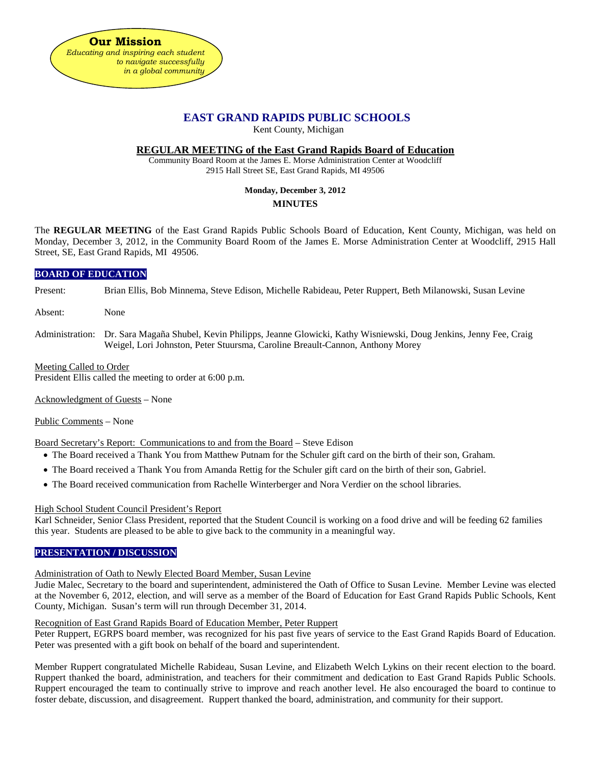**Our Mission**

*Educating and inspiring each student to navigate successfully in a global community*

# EAST GRAND RAPIDS PUBLIC SCHOOLS

Kent County, Michigan

## REGULAR MEETING of the East Grand Rapids Board of Education

Community Board Room at the James E. Morse Administration Center at Woodcliff
2915 Hall Street SE, East Grand Rapids, MI 49506

**Monday, December 3, 2012**

**MINUTES**

The **REGULAR MEETING** of the East Grand Rapids Public Schools Board of Education, Kent County, Michigan, was held on Monday, December 3, 2012, in the Community Board Room of the James E. Morse Administration Center at Woodcliff, 2915 Hall Street, SE, East Grand Rapids, MI 49506.

### BOARD OF EDUCATION

Present: Brian Ellis, Bob Minnema, Steve Edison, Michelle Rabideau, Peter Ruppert, Beth Milanowski, Susan Levine

Absent: None

Administration: Dr. Sara Magaña Shubel, Kevin Philipps, Jeanne Glowicki, Kathy Wisniewski, Doug Jenkins, Jenny Fee, Craig Weigel, Lori Johnston, Peter Stuursma, Caroline Breault-Cannon, Anthony Morey

Meeting Called to Order
President Ellis called the meeting to order at 6:00 p.m.

Acknowledgment of Guests – None

Public Comments – None

Board Secretary's Report: Communications to and from the Board – Steve Edison

- The Board received a Thank You from Matthew Putnam for the Schuler gift card on the birth of their son, Graham.
- The Board received a Thank You from Amanda Rettig for the Schuler gift card on the birth of their son, Gabriel.
- The Board received communication from Rachelle Winterberger and Nora Verdier on the school libraries.

High School Student Council President's Report
Karl Schneider, Senior Class President, reported that the Student Council is working on a food drive and will be feeding 62 families this year. Students are pleased to be able to give back to the community in a meaningful way.

### PRESENTATION / DISCUSSION

Administration of Oath to Newly Elected Board Member, Susan Levine
Judie Malec, Secretary to the board and superintendent, administered the Oath of Office to Susan Levine. Member Levine was elected at the November 6, 2012, election, and will serve as a member of the Board of Education for East Grand Rapids Public Schools, Kent County, Michigan. Susan's term will run through December 31, 2014.

Recognition of East Grand Rapids Board of Education Member, Peter Ruppert
Peter Ruppert, EGRPS board member, was recognized for his past five years of service to the East Grand Rapids Board of Education. Peter was presented with a gift book on behalf of the board and superintendent.

Member Ruppert congratulated Michelle Rabideau, Susan Levine, and Elizabeth Welch Lykins on their recent election to the board. Ruppert thanked the board, administration, and teachers for their commitment and dedication to East Grand Rapids Public Schools. Ruppert encouraged the team to continually strive to improve and reach another level. He also encouraged the board to continue to foster debate, discussion, and disagreement. Ruppert thanked the board, administration, and community for their support.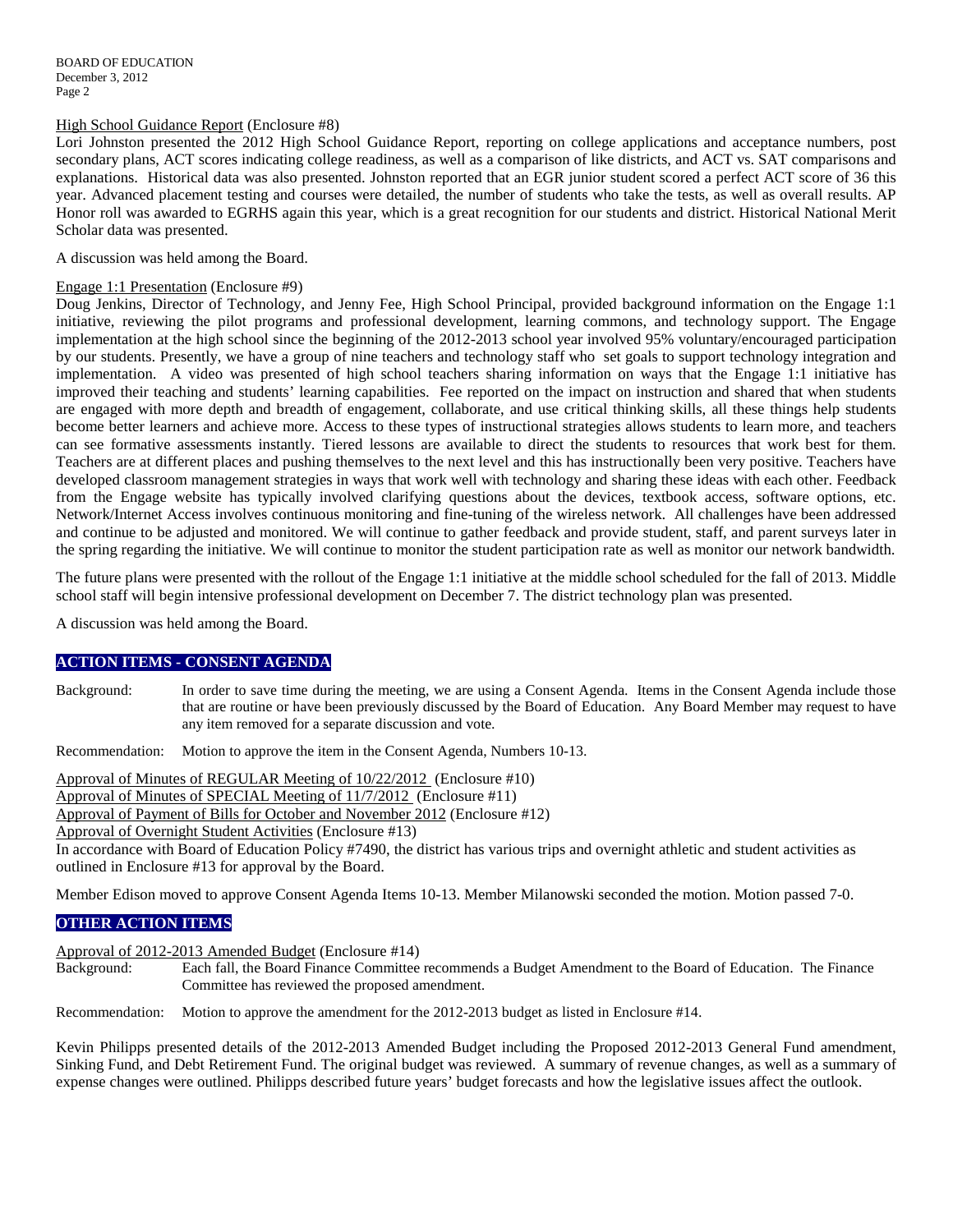High School Guidance Report (Enclosure #8)

Lori Johnston presented the 2012 High School Guidance Report, reporting on college applications and acceptance numbers, post secondary plans, ACT scores indicating college readiness, as well as a comparison of like districts, and ACT vs. SAT comparisons and explanations. Historical data was also presented. Johnston reported that an EGR junior student scored a perfect ACT score of 36 this year. Advanced placement testing and courses were detailed, the number of students who take the tests, as well as overall results. AP Honor roll was awarded to EGRHS again this year, which is a great recognition for our students and district. Historical National Merit Scholar data was presented.

A discussion was held among the Board.

Engage 1:1 Presentation (Enclosure #9)

Doug Jenkins, Director of Technology, and Jenny Fee, High School Principal, provided background information on the Engage 1:1 initiative, reviewing the pilot programs and professional development, learning commons, and technology support. The Engage implementation at the high school since the beginning of the 2012-2013 school year involved 95% voluntary/encouraged participation by our students. Presently, we have a group of nine teachers and technology staff who set goals to support technology integration and implementation. A video was presented of high school teachers sharing information on ways that the Engage 1:1 initiative has improved their teaching and students' learning capabilities. Fee reported on the impact on instruction and shared that when students are engaged with more depth and breadth of engagement, collaborate, and use critical thinking skills, all these things help students become better learners and achieve more. Access to these types of instructional strategies allows students to learn more, and teachers can see formative assessments instantly. Tiered lessons are available to direct the students to resources that work best for them. Teachers are at different places and pushing themselves to the next level and this has instructionally been very positive. Teachers have developed classroom management strategies in ways that work well with technology and sharing these ideas with each other. Feedback from the Engage website has typically involved clarifying questions about the devices, textbook access, software options, etc. Network/Internet Access involves continuous monitoring and fine-tuning of the wireless network. All challenges have been addressed and continue to be adjusted and monitored. We will continue to gather feedback and provide student, staff, and parent surveys later in the spring regarding the initiative. We will continue to monitor the student participation rate as well as monitor our network bandwidth.

The future plans were presented with the rollout of the Engage 1:1 initiative at the middle school scheduled for the fall of 2013. Middle school staff will begin intensive professional development on December 7. The district technology plan was presented.

A discussion was held among the Board.

## ACTION ITEMS - CONSENT AGENDA

Background: In order to save time during the meeting, we are using a Consent Agenda. Items in the Consent Agenda include those that are routine or have been previously discussed by the Board of Education. Any Board Member may request to have any item removed for a separate discussion and vote.

Recommendation: Motion to approve the item in the Consent Agenda, Numbers 10-13.

Approval of Minutes of REGULAR Meeting of 10/22/2012 (Enclosure #10)
Approval of Minutes of SPECIAL Meeting of 11/7/2012 (Enclosure #11)
Approval of Payment of Bills for October and November 2012 (Enclosure #12)
Approval of Overnight Student Activities (Enclosure #13)
In accordance with Board of Education Policy #7490, the district has various trips and overnight athletic and student activities as outlined in Enclosure #13 for approval by the Board.

Member Edison moved to approve Consent Agenda Items 10-13. Member Milanowski seconded the motion. Motion passed 7-0.

## OTHER ACTION ITEMS

Approval of 2012-2013 Amended Budget (Enclosure #14)

Background: Each fall, the Board Finance Committee recommends a Budget Amendment to the Board of Education. The Finance Committee has reviewed the proposed amendment.

Recommendation: Motion to approve the amendment for the 2012-2013 budget as listed in Enclosure #14.

Kevin Philipps presented details of the 2012-2013 Amended Budget including the Proposed 2012-2013 General Fund amendment, Sinking Fund, and Debt Retirement Fund. The original budget was reviewed. A summary of revenue changes, as well as a summary of expense changes were outlined. Philipps described future years' budget forecasts and how the legislative issues affect the outlook.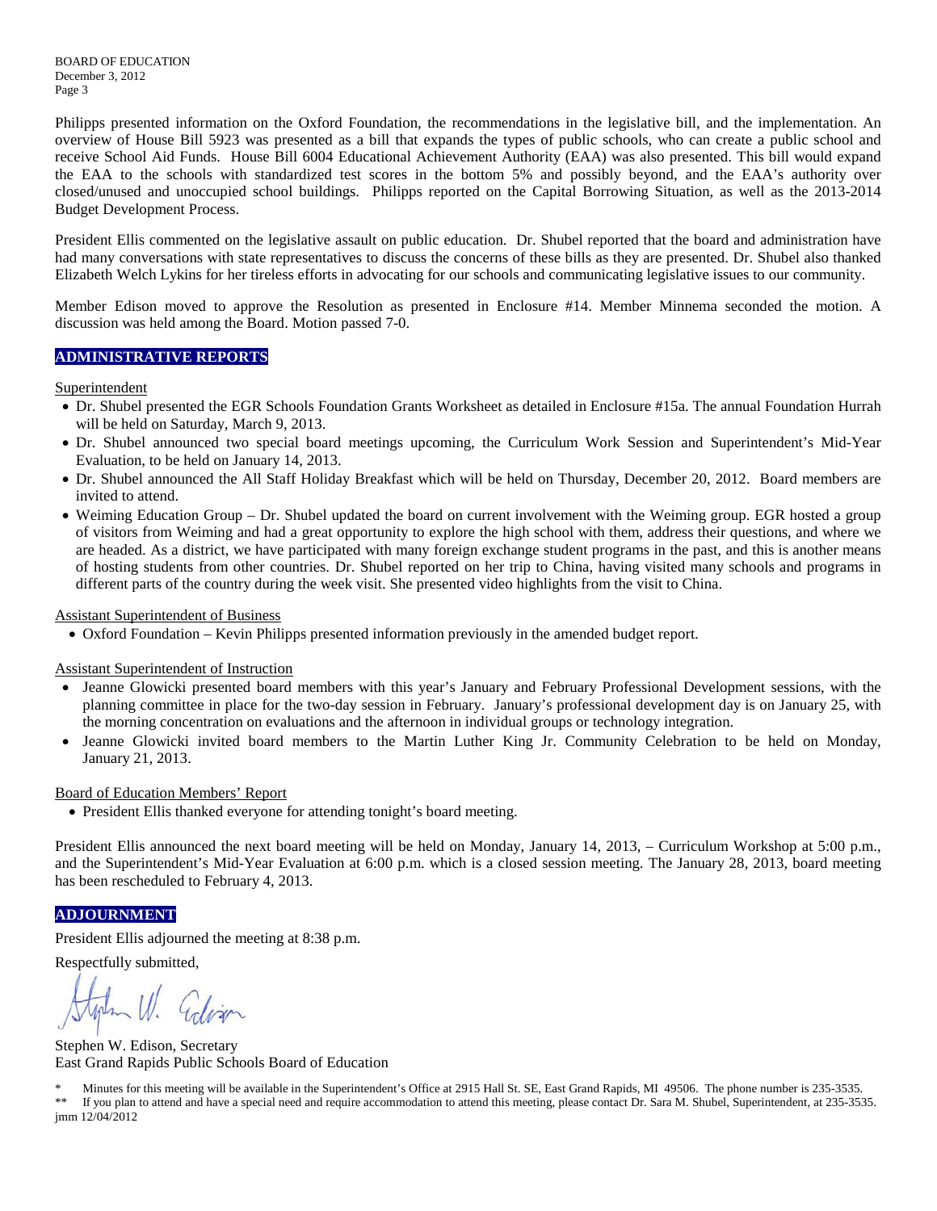Philipps presented information on the Oxford Foundation, the recommendations in the legislative bill, and the implementation. An overview of House Bill 5923 was presented as a bill that expands the types of public schools, who can create a public school and receive School Aid Funds. House Bill 6004 Educational Achievement Authority (EAA) was also presented. This bill would expand the EAA to the schools with standardized test scores in the bottom 5% and possibly beyond, and the EAA's authority over closed/unused and unoccupied school buildings. Philipps reported on the Capital Borrowing Situation, as well as the 2013-2014 Budget Development Process.

President Ellis commented on the legislative assault on public education. Dr. Shubel reported that the board and administration have had many conversations with state representatives to discuss the concerns of these bills as they are presented. Dr. Shubel also thanked Elizabeth Welch Lykins for her tireless efforts in advocating for our schools and communicating legislative issues to our community.

Member Edison moved to approve the Resolution as presented in Enclosure #14. Member Minnema seconded the motion. A discussion was held among the Board. Motion passed 7-0.

## ADMINISTRATIVE REPORTS

Superintendent

- Dr. Shubel presented the EGR Schools Foundation Grants Worksheet as detailed in Enclosure #15a. The annual Foundation Hurrah will be held on Saturday, March 9, 2013.
- Dr. Shubel announced two special board meetings upcoming, the Curriculum Work Session and Superintendent's Mid-Year Evaluation, to be held on January 14, 2013.
- Dr. Shubel announced the All Staff Holiday Breakfast which will be held on Thursday, December 20, 2012. Board members are invited to attend.
- Weiming Education Group – Dr. Shubel updated the board on current involvement with the Weiming group. EGR hosted a group of visitors from Weiming and had a great opportunity to explore the high school with them, address their questions, and where we are headed. As a district, we have participated with many foreign exchange student programs in the past, and this is another means of hosting students from other countries. Dr. Shubel reported on her trip to China, having visited many schools and programs in different parts of the country during the week visit. She presented video highlights from the visit to China.

Assistant Superintendent of Business

- Oxford Foundation – Kevin Philipps presented information previously in the amended budget report.

Assistant Superintendent of Instruction

- Jeanne Glowicki presented board members with this year's January and February Professional Development sessions, with the planning committee in place for the two-day session in February. January's professional development day is on January 25, with the morning concentration on evaluations and the afternoon in individual groups or technology integration.
- Jeanne Glowicki invited board members to the Martin Luther King Jr. Community Celebration to be held on Monday, January 21, 2013.

Board of Education Members' Report

- President Ellis thanked everyone for attending tonight's board meeting.

President Ellis announced the next board meeting will be held on Monday, January 14, 2013, – Curriculum Workshop at 5:00 p.m., and the Superintendent's Mid-Year Evaluation at 6:00 p.m. which is a closed session meeting. The January 28, 2013, board meeting has been rescheduled to February 4, 2013.

## ADJOURNMENT

President Ellis adjourned the meeting at 8:38 p.m.

Respectfully submitted,

Stephen W. Edison, Secretary
East Grand Rapids Public Schools Board of Education

\* Minutes for this meeting will be available in the Superintendent's Office at 2915 Hall St. SE, East Grand Rapids, MI 49506. The phone number is 235-3535.

\*\* If you plan to attend and have a special need and require accommodation to attend this meeting, please contact Dr. Sara M. Shubel, Superintendent, at 235-3535.

jmm 12/04/2012